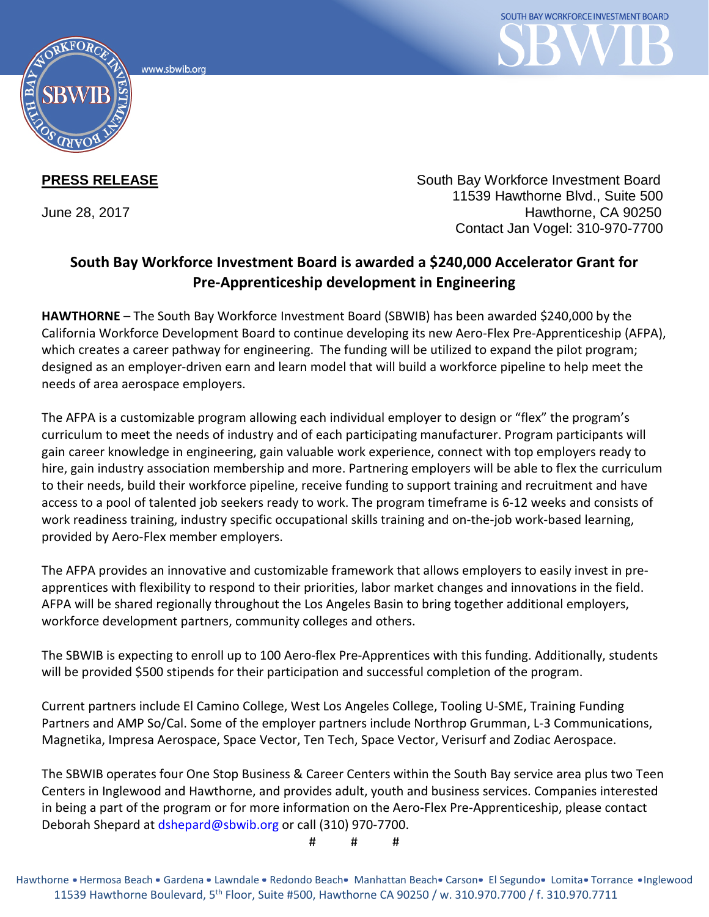SOUTH BAY WORKFORCE INVESTMENT BOARD

SBWIB

www.sbwib.org

**PRESS RELEASE**

June 28, 2017

South Bay Workforce Investment Board
11539 Hawthorne Blvd., Suite 500
Hawthorne, CA 90250
Contact Jan Vogel: 310-970-7700

## South Bay Workforce Investment Board is awarded a $240,000 Accelerator Grant for Pre-Apprenticeship development in Engineering

**HAWTHORNE** – The South Bay Workforce Investment Board (SBWIB) has been awarded $240,000 by the California Workforce Development Board to continue developing its new Aero-Flex Pre-Apprenticeship (AFPA), which creates a career pathway for engineering. The funding will be utilized to expand the pilot program; designed as an employer-driven earn and learn model that will build a workforce pipeline to help meet the needs of area aerospace employers.

The AFPA is a customizable program allowing each individual employer to design or "flex" the program's curriculum to meet the needs of industry and of each participating manufacturer. Program participants will gain career knowledge in engineering, gain valuable work experience, connect with top employers ready to hire, gain industry association membership and more. Partnering employers will be able to flex the curriculum to their needs, build their workforce pipeline, receive funding to support training and recruitment and have access to a pool of talented job seekers ready to work. The program timeframe is 6-12 weeks and consists of work readiness training, industry specific occupational skills training and on-the-job work-based learning, provided by Aero-Flex member employers.

The AFPA provides an innovative and customizable framework that allows employers to easily invest in pre-apprentices with flexibility to respond to their priorities, labor market changes and innovations in the field. AFPA will be shared regionally throughout the Los Angeles Basin to bring together additional employers, workforce development partners, community colleges and others.

The SBWIB is expecting to enroll up to 100 Aero-flex Pre-Apprentices with this funding. Additionally, students will be provided $500 stipends for their participation and successful completion of the program.

Current partners include El Camino College, West Los Angeles College, Tooling U-SME, Training Funding Partners and AMP So/Cal. Some of the employer partners include Northrop Grumman, L-3 Communications, Magnetika, Impresa Aerospace, Space Vector, Ten Tech, Space Vector, Verisurf and Zodiac Aerospace.

The SBWIB operates four One Stop Business & Career Centers within the South Bay service area plus two Teen Centers in Inglewood and Hawthorne, and provides adult, youth and business services. Companies interested in being a part of the program or for more information on the Aero-Flex Pre-Apprenticeship, please contact Deborah Shepard at dshepard@sbwib.org or call (310) 970-7700.

# # #

Hawthorne • Hermosa Beach • Gardena • Lawndale • Redondo Beach • Manhattan Beach • Carson • El Segundo • Lomita • Torrance • Inglewood
11539 Hawthorne Boulevard, 5th Floor, Suite #500, Hawthorne CA 90250 / w. 310.970.7700 / f. 310.970.7711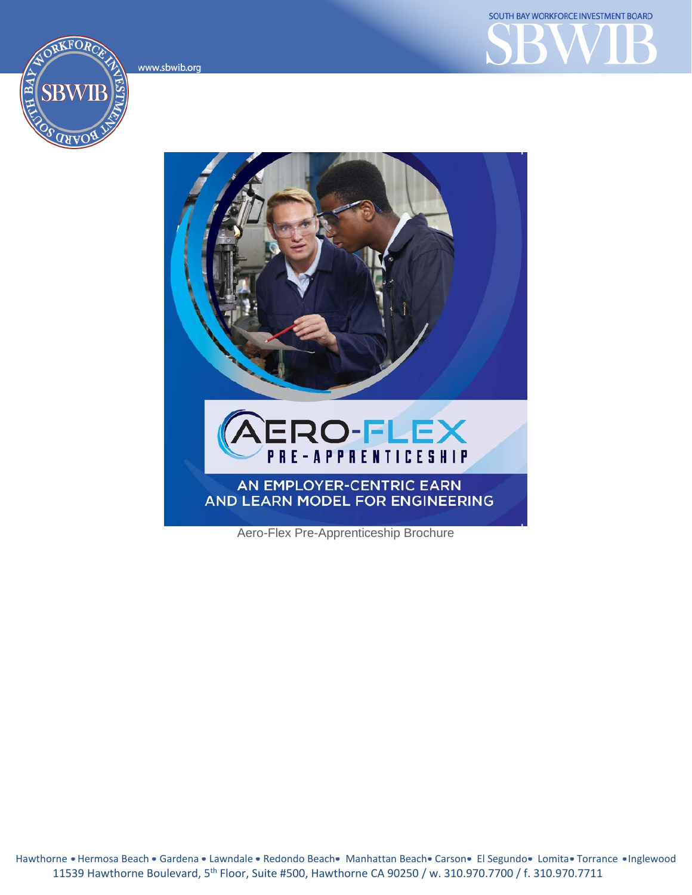Aero-Flex Pre-Apprenticeship Brochure